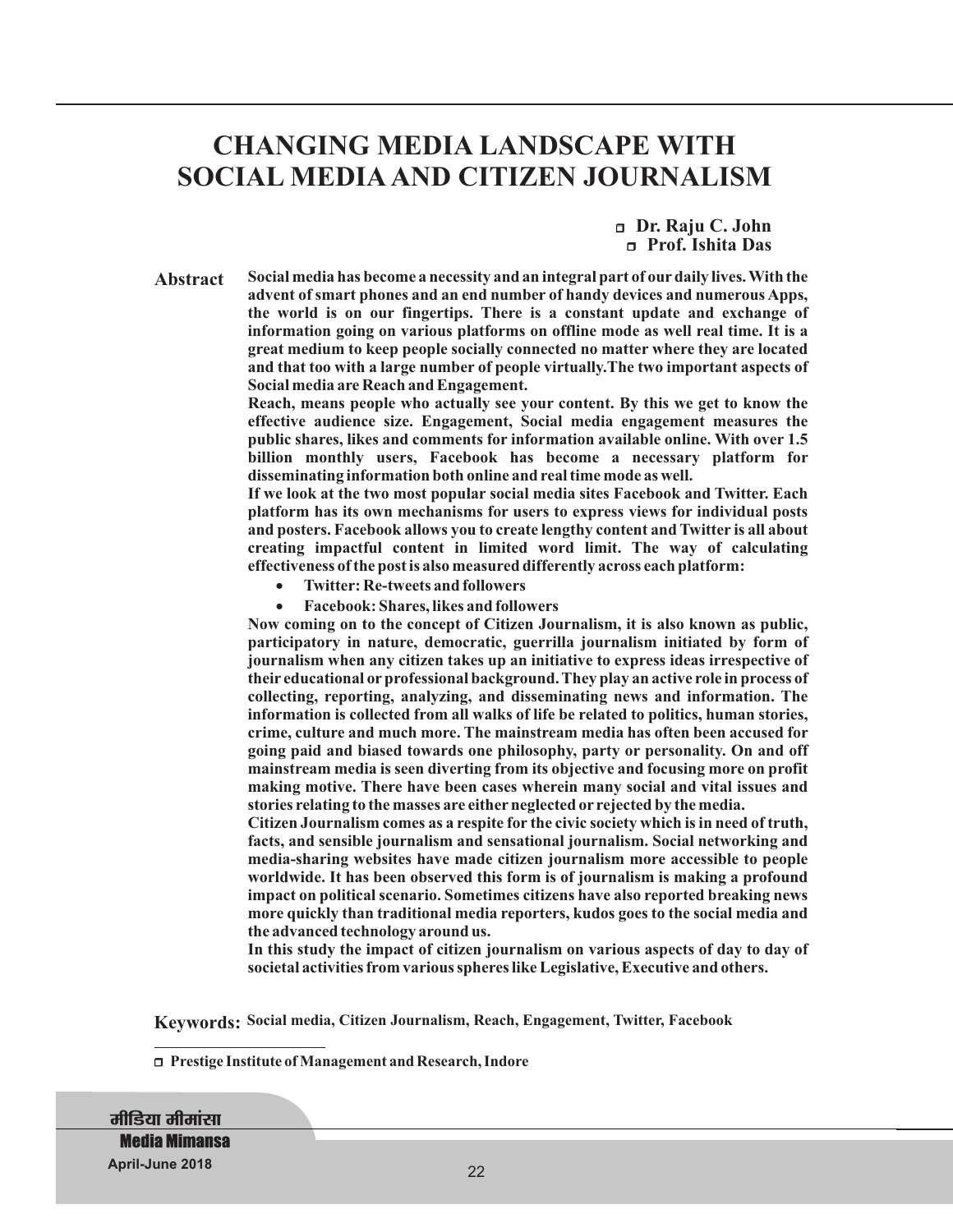# CHANGING MEDIA LANDSCAPE WITH SOCIAL MEDIA AND CITIZEN JOURNALISM

**Dr. Raju C. John**
**Prof. Ishita Das**

**Abstract** **Social media has become a necessity and an integral part of our daily lives. With the advent of smart phones and an end number of handy devices and numerous Apps, the world is on our fingertips. There is a constant update and exchange of information going on various platforms on offline mode as well real time. It is a great medium to keep people socially connected no matter where they are located and that too with a large number of people virtually.The two important aspects of Social media are Reach and Engagement.**

**Reach, means people who actually see your content. By this we get to know the effective audience size. Engagement, Social media engagement measures the public shares, likes and comments for information available online. With over 1.5 billion monthly users, Facebook has become a necessary platform for disseminating information both online and real time mode as well.**

**If we look at the two most popular social media sites Facebook and Twitter. Each platform has its own mechanisms for users to express views for individual posts and posters. Facebook allows you to create lengthy content and Twitter is all about creating impactful content in limited word limit. The way of calculating effectiveness of the post is also measured differently across each platform:**

- **Twitter: Re-tweets and followers**
- **Facebook: Shares, likes and followers**

**Now coming on to the concept of Citizen Journalism, it is also known as public, participatory in nature, democratic, guerrilla journalism initiated by form of journalism when any citizen takes up an initiative to express ideas irrespective of their educational or professional background. They play an active role in process of collecting, reporting, analyzing, and disseminating news and information. The information is collected from all walks of life be related to politics, human stories, crime, culture and much more. The mainstream media has often been accused for going paid and biased towards one philosophy, party or personality. On and off mainstream media is seen diverting from its objective and focusing more on profit making motive. There have been cases wherein many social and vital issues and stories relating to the masses are either neglected or rejected by the media.**

**Citizen Journalism comes as a respite for the civic society which is in need of truth, facts, and sensible journalism and sensational journalism. Social networking and media-sharing websites have made citizen journalism more accessible to people worldwide. It has been observed this form is of journalism is making a profound impact on political scenario. Sometimes citizens have also reported breaking news more quickly than traditional media reporters, kudos goes to the social media and the advanced technology around us.**

**In this study the impact of citizen journalism on various aspects of day to day of societal activities from various spheres like Legislative, Executive and others.**

**Keywords:** **Social media, Citizen Journalism, Reach, Engagement, Twitter, Facebook**

---

**Prestige Institute of Management and Research, Indore**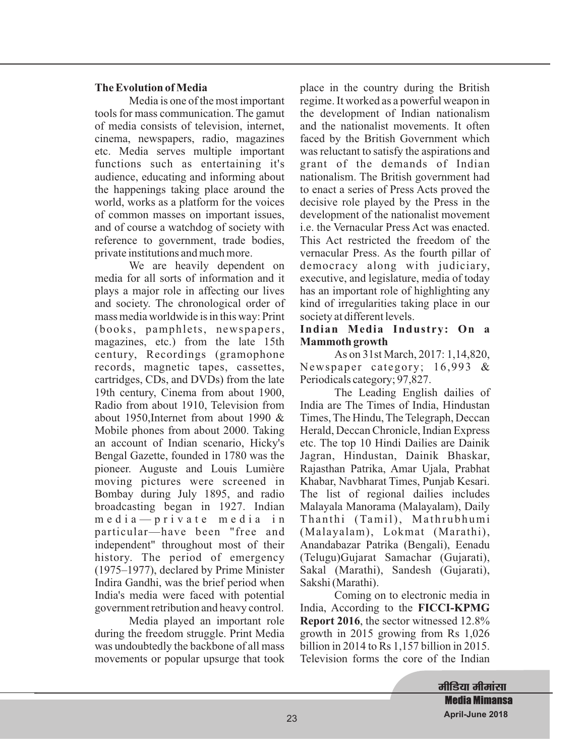**The Evolution of Media**

Media is one of the most important tools for mass communication. The gamut of media consists of television, internet, cinema, newspapers, radio, magazines etc. Media serves multiple important functions such as entertaining it's audience, educating and informing about the happenings taking place around the world, works as a platform for the voices of common masses on important issues, and of course a watchdog of society with reference to government, trade bodies, private institutions and much more.

We are heavily dependent on media for all sorts of information and it plays a major role in affecting our lives and society. The chronological order of mass media worldwide is in this way: Print (books, pamphlets, newspapers, magazines, etc.) from the late 15th century, Recordings (gramophone records, magnetic tapes, cassettes, cartridges, CDs, and DVDs) from the late 19th century, Cinema from about 1900, Radio from about 1910, Television from about 1950,Internet from about 1990 & Mobile phones from about 2000. Taking an account of Indian scenario, Hicky's Bengal Gazette, founded in 1780 was the pioneer. Auguste and Louis Lumière moving pictures were screened in Bombay during July 1895, and radio broadcasting began in 1927. Indian media—private media in particular—have been "free and independent" throughout most of their history. The period of emergency (1975–1977), declared by Prime Minister Indira Gandhi, was the brief period when India's media were faced with potential government retribution and heavy control.

Media played an important role during the freedom struggle. Print Media was undoubtedly the backbone of all mass movements or popular upsurge that took place in the country during the British regime. It worked as a powerful weapon in the development of Indian nationalism and the nationalist movements. It often faced by the British Government which was reluctant to satisfy the aspirations and grant of the demands of Indian nationalism. The British government had to enact a series of Press Acts proved the decisive role played by the Press in the development of the nationalist movement i.e. the Vernacular Press Act was enacted. This Act restricted the freedom of the vernacular Press. As the fourth pillar of democracy along with judiciary, executive, and legislature, media of today has an important role of highlighting any kind of irregularities taking place in our society at different levels.

**Indian Media Industry: On a Mammoth growth**

As on 31st March, 2017: 1,14,820, Newspaper category; 16,993 & Periodicals category; 97,827.

The Leading English dailies of India are The Times of India, Hindustan Times, The Hindu, The Telegraph, Deccan Herald, Deccan Chronicle, Indian Express etc. The top 10 Hindi Dailies are Dainik Jagran, Hindustan, Dainik Bhaskar, Rajasthan Patrika, Amar Ujala, Prabhat Khabar, Navbharat Times, Punjab Kesari. The list of regional dailies includes Malayala Manorama (Malayalam), Daily Thanthi (Tamil), Mathrubhumi (Malayalam), Lokmat (Marathi), Anandabazar Patrika (Bengali), Eenadu (Telugu)Gujarat Samachar (Gujarati), Sakal (Marathi), Sandesh (Gujarati), Sakshi (Marathi).

Coming on to electronic media in India, According to the **FICCI-KPMG Report 2016**, the sector witnessed 12.8% growth in 2015 growing from Rs 1,026 billion in 2014 to Rs 1,157 billion in 2015. Television forms the core of the Indian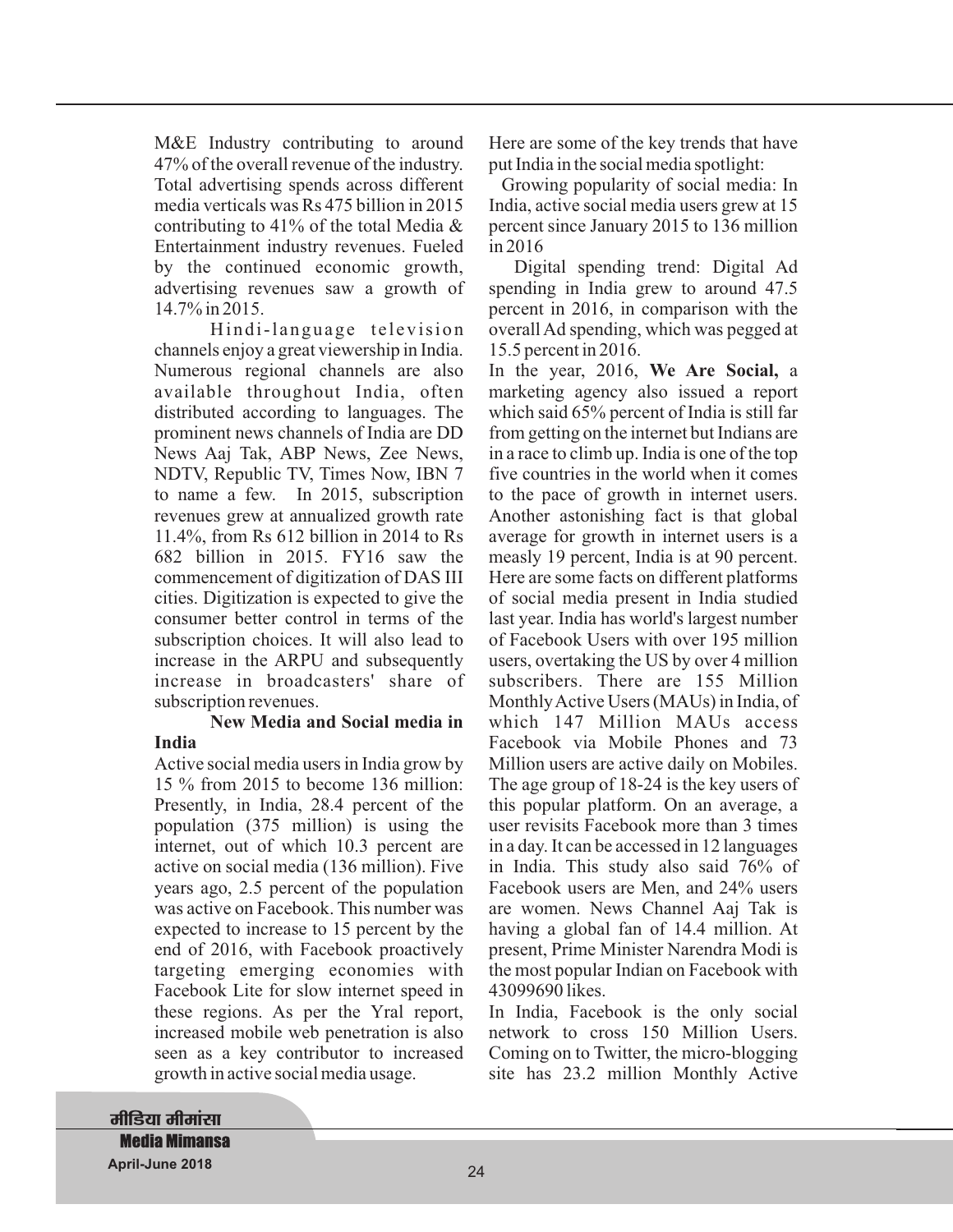M&E Industry contributing to around 47% of the overall revenue of the industry. Total advertising spends across different media verticals was Rs 475 billion in 2015 contributing to 41% of the total Media & Entertainment industry revenues. Fueled by the continued economic growth, advertising revenues saw a growth of 14.7% in 2015.

Hindi-language television channels enjoy a great viewership in India. Numerous regional channels are also available throughout India, often distributed according to languages. The prominent news channels of India are DD News Aaj Tak, ABP News, Zee News, NDTV, Republic TV, Times Now, IBN 7 to name a few. In 2015, subscription revenues grew at annualized growth rate 11.4%, from Rs 612 billion in 2014 to Rs 682 billion in 2015. FY16 saw the commencement of digitization of DAS III cities. Digitization is expected to give the consumer better control in terms of the subscription choices. It will also lead to increase in the ARPU and subsequently increase in broadcasters' share of subscription revenues.

**New Media and Social media in India**

Active social media users in India grow by 15 % from 2015 to become 136 million: Presently, in India, 28.4 percent of the population (375 million) is using the internet, out of which 10.3 percent are active on social media (136 million). Five years ago, 2.5 percent of the population was active on Facebook. This number was expected to increase to 15 percent by the end of 2016, with Facebook proactively targeting emerging economies with Facebook Lite for slow internet speed in these regions. As per the Yral report, increased mobile web penetration is also seen as a key contributor to increased growth in active social media usage.

Here are some of the key trends that have put India in the social media spotlight:

Growing popularity of social media: In India, active social media users grew at 15 percent since January 2015 to 136 million in 2016

Digital spending trend: Digital Ad spending in India grew to around 47.5 percent in 2016, in comparison with the overall Ad spending, which was pegged at 15.5 percent in 2016.

In the year, 2016, **We Are Social,** a marketing agency also issued a report which said 65% percent of India is still far from getting on the internet but Indians are in a race to climb up. India is one of the top five countries in the world when it comes to the pace of growth in internet users. Another astonishing fact is that global average for growth in internet users is a measly 19 percent, India is at 90 percent. Here are some facts on different platforms of social media present in India studied last year. India has world's largest number of Facebook Users with over 195 million users, overtaking the US by over 4 million subscribers. There are 155 Million Monthly Active Users (MAUs) in India, of which 147 Million MAUs access Facebook via Mobile Phones and 73 Million users are active daily on Mobiles. The age group of 18-24 is the key users of this popular platform. On an average, a user revisits Facebook more than 3 times in a day. It can be accessed in 12 languages in India. This study also said 76% of Facebook users are Men, and 24% users are women. News Channel Aaj Tak is having a global fan of 14.4 million. At present, Prime Minister Narendra Modi is the most popular Indian on Facebook with 43099690 likes.

In India, Facebook is the only social network to cross 150 Million Users. Coming on to Twitter, the micro-blogging site has 23.2 million Monthly Active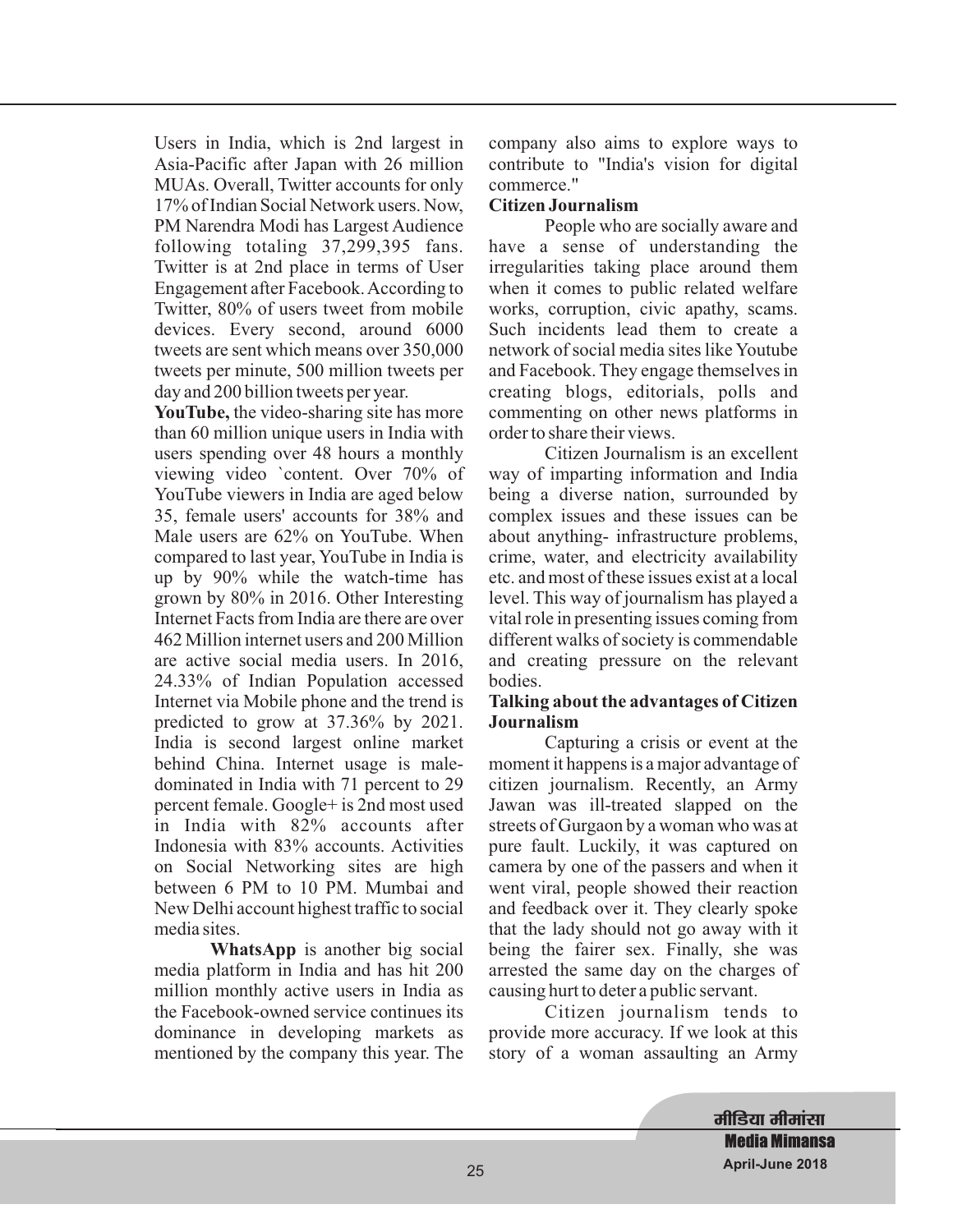Users in India, which is 2nd largest in Asia-Pacific after Japan with 26 million MUAs. Overall, Twitter accounts for only 17% of Indian Social Network users. Now, PM Narendra Modi has Largest Audience following totaling 37,299,395 fans. Twitter is at 2nd place in terms of User Engagement after Facebook. According to Twitter, 80% of users tweet from mobile devices. Every second, around 6000 tweets are sent which means over 350,000 tweets per minute, 500 million tweets per day and 200 billion tweets per year.

**YouTube,** the video-sharing site has more than 60 million unique users in India with users spending over 48 hours a monthly viewing video `content. Over 70% of YouTube viewers in India are aged below 35, female users' accounts for 38% and Male users are 62% on YouTube. When compared to last year, YouTube in India is up by 90% while the watch-time has grown by 80% in 2016. Other Interesting Internet Facts from India are there are over 462 Million internet users and 200 Million are active social media users. In 2016, 24.33% of Indian Population accessed Internet via Mobile phone and the trend is predicted to grow at 37.36% by 2021. India is second largest online market behind China. Internet usage is male-dominated in India with 71 percent to 29 percent female. Google+ is 2nd most used in India with 82% accounts after Indonesia with 83% accounts. Activities on Social Networking sites are high between 6 PM to 10 PM. Mumbai and New Delhi account highest traffic to social media sites.

**WhatsApp** is another big social media platform in India and has hit 200 million monthly active users in India as the Facebook-owned service continues its dominance in developing markets as mentioned by the company this year. The company also aims to explore ways to contribute to "India's vision for digital commerce."

**Citizen Journalism**

People who are socially aware and have a sense of understanding the irregularities taking place around them when it comes to public related welfare works, corruption, civic apathy, scams. Such incidents lead them to create a network of social media sites like Youtube and Facebook. They engage themselves in creating blogs, editorials, polls and commenting on other news platforms in order to share their views.

Citizen Journalism is an excellent way of imparting information and India being a diverse nation, surrounded by complex issues and these issues can be about anything- infrastructure problems, crime, water, and electricity availability etc. and most of these issues exist at a local level. This way of journalism has played a vital role in presenting issues coming from different walks of society is commendable and creating pressure on the relevant bodies.

**Talking about the advantages of Citizen Journalism**

Capturing a crisis or event at the moment it happens is a major advantage of citizen journalism. Recently, an Army Jawan was ill-treated slapped on the streets of Gurgaon by a woman who was at pure fault. Luckily, it was captured on camera by one of the passers and when it went viral, people showed their reaction and feedback over it. They clearly spoke that the lady should not go away with it being the fairer sex. Finally, she was arrested the same day on the charges of causing hurt to deter a public servant.

Citizen journalism tends to provide more accuracy. If we look at this story of a woman assaulting an Army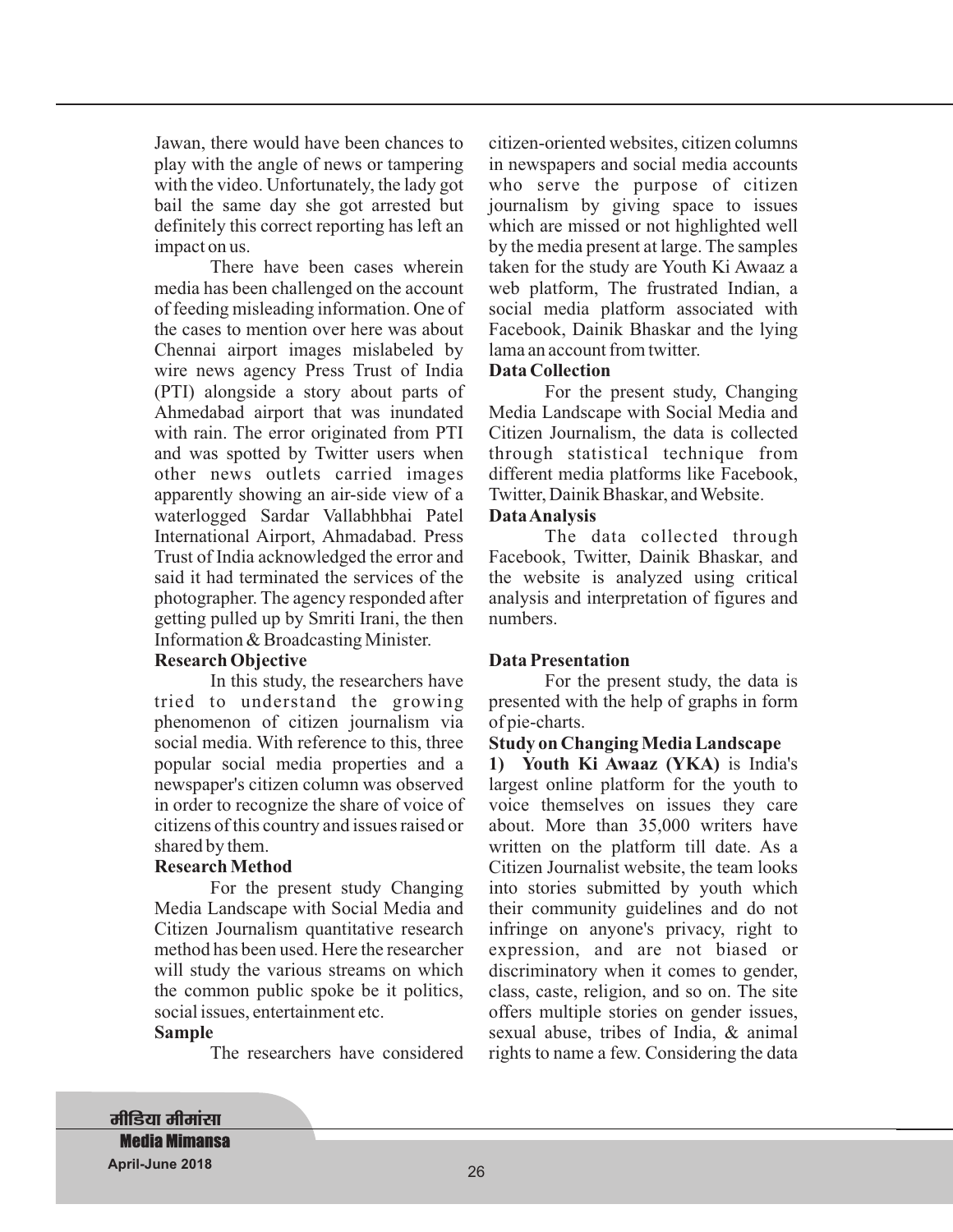Jawan, there would have been chances to play with the angle of news or tampering with the video. Unfortunately, the lady got bail the same day she got arrested but definitely this correct reporting has left an impact on us.

There have been cases wherein media has been challenged on the account of feeding misleading information. One of the cases to mention over here was about Chennai airport images mislabeled by wire news agency Press Trust of India (PTI) alongside a story about parts of Ahmedabad airport that was inundated with rain. The error originated from PTI and was spotted by Twitter users when other news outlets carried images apparently showing an air-side view of a waterlogged Sardar Vallabhbhai Patel International Airport, Ahmadabad. Press Trust of India acknowledged the error and said it had terminated the services of the photographer. The agency responded after getting pulled up by Smriti Irani, the then Information & Broadcasting Minister.

**Research Objective**

In this study, the researchers have tried to understand the growing phenomenon of citizen journalism via social media. With reference to this, three popular social media properties and a newspaper's citizen column was observed in order to recognize the share of voice of citizens of this country and issues raised or shared by them.

**Research Method**

For the present study Changing Media Landscape with Social Media and Citizen Journalism quantitative research method has been used. Here the researcher will study the various streams on which the common public spoke be it politics, social issues, entertainment etc.

**Sample**

The researchers have considered citizen-oriented websites, citizen columns in newspapers and social media accounts who serve the purpose of citizen journalism by giving space to issues which are missed or not highlighted well by the media present at large. The samples taken for the study are Youth Ki Awaaz a web platform, The frustrated Indian, a social media platform associated with Facebook, Dainik Bhaskar and the lying lama an account from twitter.

**Data Collection**

For the present study, Changing Media Landscape with Social Media and Citizen Journalism, the data is collected through statistical technique from different media platforms like Facebook, Twitter, Dainik Bhaskar, and Website.

**Data Analysis**

The data collected through Facebook, Twitter, Dainik Bhaskar, and the website is analyzed using critical analysis and interpretation of figures and numbers.

**Data Presentation**

For the present study, the data is presented with the help of graphs in form of pie-charts.

**Study on Changing Media Landscape**

**1) Youth Ki Awaaz (YKA)** is India's largest online platform for the youth to voice themselves on issues they care about. More than 35,000 writers have written on the platform till date. As a Citizen Journalist website, the team looks into stories submitted by youth which their community guidelines and do not infringe on anyone's privacy, right to expression, and are not biased or discriminatory when it comes to gender, class, caste, religion, and so on. The site offers multiple stories on gender issues, sexual abuse, tribes of India, & animal rights to name a few. Considering the data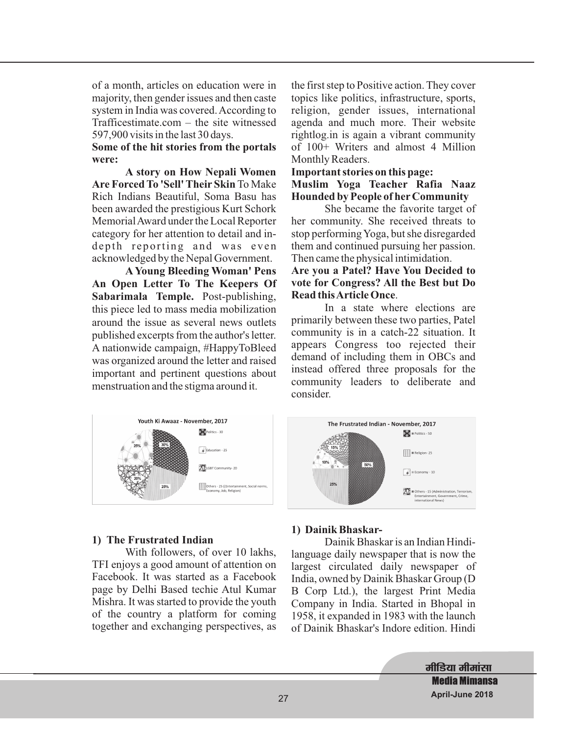of a month, articles on education were in majority, then gender issues and then caste system in India was covered. According to Trafficestimate.com – the site witnessed 597,900 visits in the last 30 days.

**Some of the hit stories from the portals were:**

**A story on How Nepali Women Are Forced To 'Sell' Their Skin** To Make Rich Indians Beautiful, Soma Basu has been awarded the prestigious Kurt Schork Memorial Award under the Local Reporter category for her attention to detail and in-depth reporting and was even acknowledged by the Nepal Government.

**A Young Bleeding Woman' Pens An Open Letter To The Keepers Of Sabarimala Temple.** Post-publishing, this piece led to mass media mobilization around the issue as several news outlets published excerpts from the author's letter. A nationwide campaign, #HappyToBleed was organized around the letter and raised important and pertinent questions about menstruation and the stigma around it.

**Youth Ki Awaaz - November, 2017**

- Politics - 30 (30%)
- Education - 25 (25%)
- LGBT Community- 20 (20%)
- Others - 25 ((Entertainment, Social norms, Economy, Job, Religion) (25%)

### 1) The Frustrated Indian

With followers, of over 10 lakhs, TFI enjoys a good amount of attention on Facebook. It was started as a Facebook page by Delhi Based techie Atul Kumar Mishra. It was started to provide the youth of the country a platform for coming together and exchanging perspectives, as the first step to Positive action. They cover topics like politics, infrastructure, sports, religion, gender issues, international agenda and much more. Their website rightlog.in is again a vibrant community of 100+ Writers and almost 4 Million Monthly Readers.

**Important stories on this page:**

**Muslim Yoga Teacher Rafia Naaz Hounded by People of her Community**

She became the favorite target of her community. She received threats to stop performing Yoga, but she disregarded them and continued pursuing her passion. Then came the physical intimidation.

**Are you a Patel? Have You Decided to vote for Congress? All the Best but Do Read this Article Once**.

In a state where elections are primarily between these two parties, Patel community is in a catch-22 situation. It appears Congress too rejected their demand of including them in OBCs and instead offered three proposals for the community leaders to deliberate and consider.

**The Frustrated Indian - November, 2017**

- Politics - 50 (50%)
- Religion- 25 (25%)
- Economy - 10 (10%)
- Others - 15 (Administration, Terrorism, Entertainment, Government, Crime, international News) (15%)

### 1) Dainik Bhaskar-

Dainik Bhaskar is an Indian Hindi-language daily newspaper that is now the largest circulated daily newspaper of India, owned by Dainik Bhaskar Group (D B Corp Ltd.), the largest Print Media Company in India. Started in Bhopal in 1958, it expanded in 1983 with the launch of Dainik Bhaskar's Indore edition. Hindi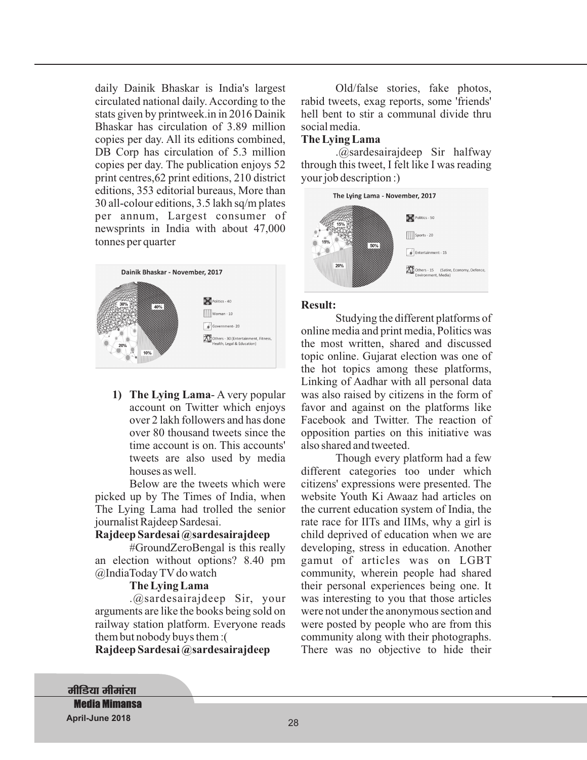daily Dainik Bhaskar is India's largest circulated national daily. According to the stats given by printweek.in in 2016 Dainik Bhaskar has circulation of 3.89 million copies per day. All its editions combined, DB Corp has circulation of 5.3 million copies per day. The publication enjoys 52 print centres,62 print editions, 210 district editions, 353 editorial bureaus, More than 30 all-colour editions, 3.5 lakh sq/m plates per annum, Largest consumer of newsprints in India with about 47,000 tonnes per quarter

Dainik Bhaskar - November, 2017

Politics - 40
Woman - 10
Government- 20
Others - 30 (Entertainment, Fitness, Health, Legal & Education)

40% 30% 20% 10%

1) **The Lying Lama**- A very popular account on Twitter which enjoys over 2 lakh followers and has done over 80 thousand tweets since the time account is on. This accounts' tweets are also used by media houses as well.

Below are the tweets which were picked up by The Times of India, when The Lying Lama had trolled the senior journalist Rajdeep Sardesai.

**Rajdeep Sardesai @sardesairajdeep**

#GroundZeroBengal is this really an election without options? 8.40 pm @IndiaToday TV do watch

**The Lying Lama**

.@sardesairajdeep Sir, your arguments are like the books being sold on railway station platform. Everyone reads them but nobody buys them :(

**Rajdeep Sardesai @sardesairajdeep**

Old/false stories, fake photos, rabid tweets, exag reports, some 'friends' hell bent to stir a communal divide thru social media.

**The Lying Lama**

.@sardesairajdeep Sir halfway through this tweet, I felt like I was reading your job description :)

The Lying Lama - November, 2017

Politics - 50
Sports - 20
Entertainment - 15
Others - 15 (Satire, Economy, Defence, Environment, Media)

50% 20% 15% 15%

**Result:**

Studying the different platforms of online media and print media, Politics was the most written, shared and discussed topic online. Gujarat election was one of the hot topics among these platforms, Linking of Aadhar with all personal data was also raised by citizens in the form of favor and against on the platforms like Facebook and Twitter. The reaction of opposition parties on this initiative was also shared and tweeted.

Though every platform had a few different categories too under which citizens' expressions were presented. The website Youth Ki Awaaz had articles on the current education system of India, the rate race for IITs and IIMs, why a girl is child deprived of education when we are developing, stress in education. Another gamut of articles was on LGBT community, wherein people had shared their personal experiences being one. It was interesting to you that those articles were not under the anonymous section and were posted by people who are from this community along with their photographs. There was no objective to hide their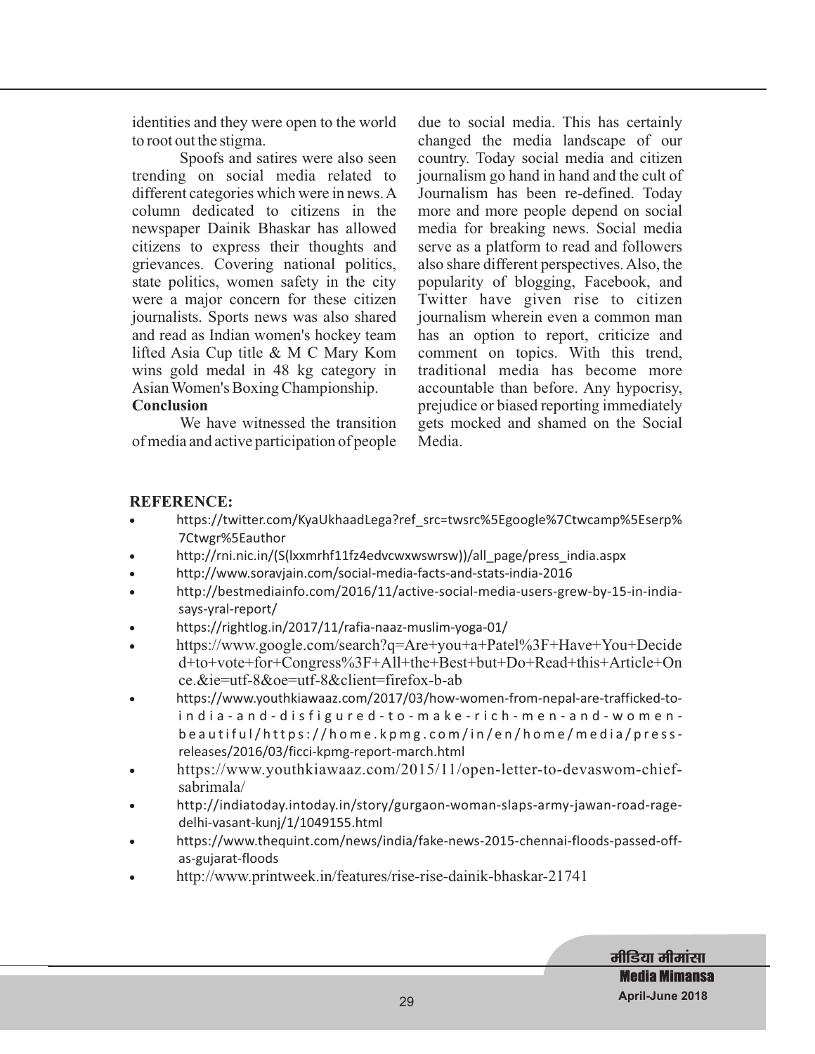identities and they were open to the world to root out the stigma.

Spoofs and satires were also seen trending on social media related to different categories which were in news. A column dedicated to citizens in the newspaper Dainik Bhaskar has allowed citizens to express their thoughts and grievances. Covering national politics, state politics, women safety in the city were a major concern for these citizen journalists. Sports news was also shared and read as Indian women's hockey team lifted Asia Cup title & M C Mary Kom wins gold medal in 48 kg category in Asian Women's Boxing Championship.

**Conclusion**

We have witnessed the transition of media and active participation of people due to social media. This has certainly changed the media landscape of our country. Today social media and citizen journalism go hand in hand and the cult of Journalism has been re-defined. Today more and more people depend on social media for breaking news. Social media serve as a platform to read and followers also share different perspectives. Also, the popularity of blogging, Facebook, and Twitter have given rise to citizen journalism wherein even a common man has an option to report, criticize and comment on topics. With this trend, traditional media has become more accountable than before. Any hypocrisy, prejudice or biased reporting immediately gets mocked and shamed on the Social Media.

**REFERENCE:**

- https://twitter.com/KyaUkhaadLega?ref_src=twsrc%5Egoogle%7Ctwcamp%5Eserp%7Ctwgr%5Eauthor
- http://rni.nic.in/(S(lxxmrhf11fz4edvcwxwswrsw))/all_page/press_india.aspx
- http://www.soravjain.com/social-media-facts-and-stats-india-2016
- http://bestmediainfo.com/2016/11/active-social-media-users-grew-by-15-in-india-says-yral-report/
- https://rightlog.in/2017/11/rafia-naaz-muslim-yoga-01/
- https://www.google.com/search?q=Are+you+a+Patel%3F+Have+You+Decided+to+vote+for+Congress%3F+All+the+Best+but+Do+Read+this+Article+Once.&ie=utf-8&oe=utf-8&client=firefox-b-ab
- https://www.youthkiawaaz.com/2017/03/how-women-from-nepal-are-trafficked-to-india-and-disfigured-to-make-rich-men-and-women-beautiful/https://home.kpmg.com/in/en/home/media/press-releases/2016/03/ficci-kpmg-report-march.html
- https://www.youthkiawaaz.com/2015/11/open-letter-to-devaswom-chief-sabrimala/
- http://indiatoday.intoday.in/story/gurgaon-woman-slaps-army-jawan-road-rage-delhi-vasant-kunj/1/1049155.html
- https://www.thequint.com/news/india/fake-news-2015-chennai-floods-passed-off-as-gujarat-floods
- http://www.printweek.in/features/rise-rise-dainik-bhaskar-21741